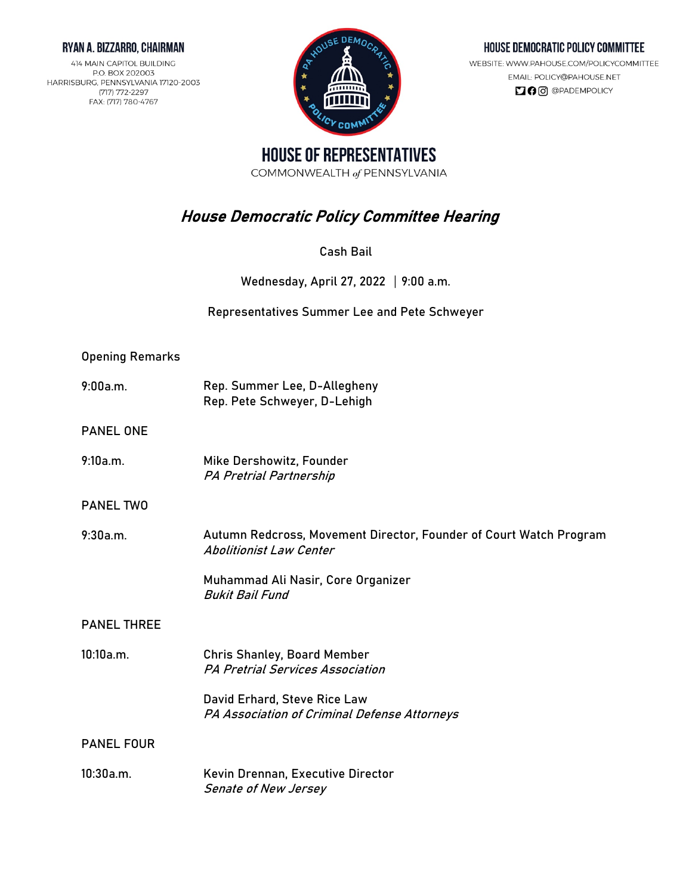**RYAN A. BIZZARRO, CHAIRMAN**

414 MAIN CAPITOL BUILDING
P.O. BOX 202003
HARRISBURG, PENNSYLVANIA 17120-2003
(717) 772-2297
FAX: (717) 780-4767

**HOUSE DEMOCRATIC POLICY COMMITTEE**

WEBSITE: WWW.PAHOUSE.COM/POLICYCOMMITTEE
EMAIL: POLICY@PAHOUSE.NET
@PADEMPOLICY

# HOUSE OF REPRESENTATIVES

COMMONWEALTH *of* PENNSYLVANIA

## *House Democratic Policy Committee Hearing*

Cash Bail

Wednesday, April 27, 2022 | 9:00 a.m.

Representatives Summer Lee and Pete Schweyer

Opening Remarks

| | |
|---|---|
| 9:00a.m. | Rep. Summer Lee, D-Allegheny<br>Rep. Pete Schweyer, D-Lehigh |

PANEL ONE

| | |
|---|---|
| 9:10a.m. | Mike Dershowitz, Founder<br>*PA Pretrial Partnership* |

PANEL TWO

| | |
|---|---|
| 9:30a.m. | Autumn Redcross, Movement Director, Founder of Court Watch Program<br>*Abolitionist Law Center* |
| | Muhammad Ali Nasir, Core Organizer<br>*Bukit Bail Fund* |

PANEL THREE

| | |
|---|---|
| 10:10a.m. | Chris Shanley, Board Member<br>*PA Pretrial Services Association* |
| | David Erhard, Steve Rice Law<br>*PA Association of Criminal Defense Attorneys* |

PANEL FOUR

| | |
|---|---|
| 10:30a.m. | Kevin Drennan, Executive Director<br>*Senate of New Jersey* |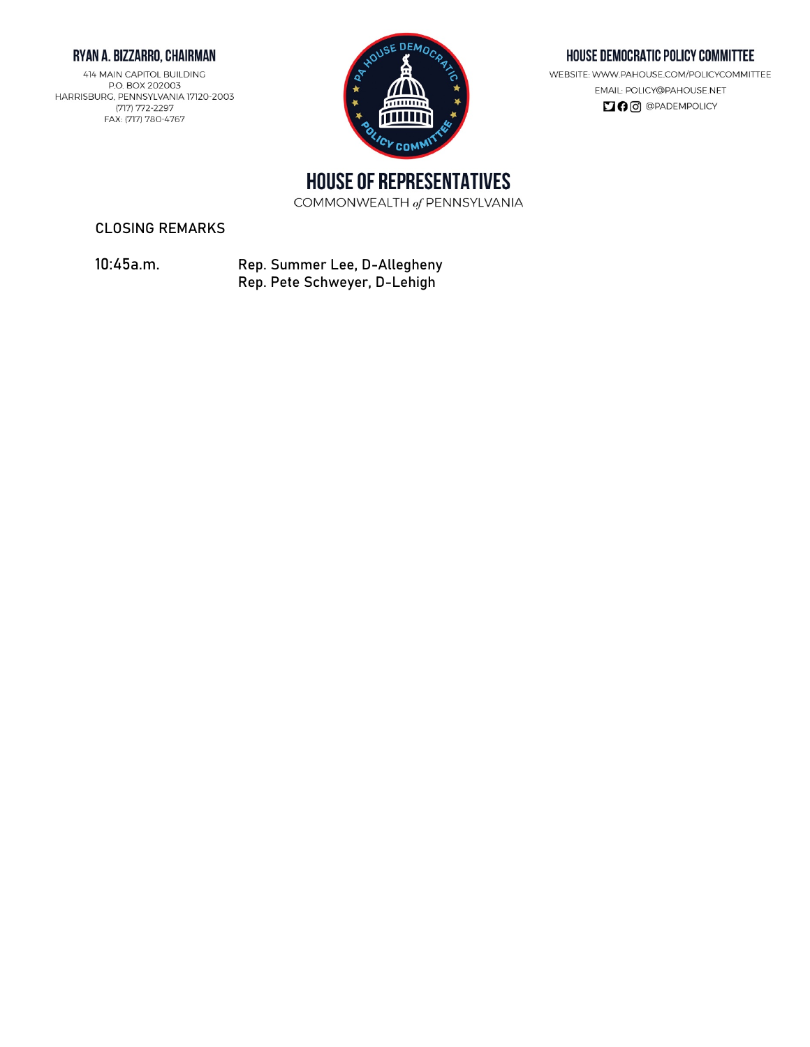# RYAN A. BIZZARRO, CHAIRMAN

414 MAIN CAPITOL BUILDING
P.O. BOX 202003
HARRISBURG, PENNSYLVANIA 17120-2003
(717) 772-2297
FAX: (717) 780-4767

# HOUSE DEMOCRATIC POLICY COMMITTEE

WEBSITE: WWW.PAHOUSE.COM/POLICYCOMMITTEE
EMAIL: POLICY@PAHOUSE.NET
@PADEMPOLICY

# HOUSE OF REPRESENTATIVES

COMMONWEALTH *of* PENNSYLVANIA

## CLOSING REMARKS

**10:45a.m.** Rep. Summer Lee, D-Allegheny
Rep. Pete Schweyer, D-Lehigh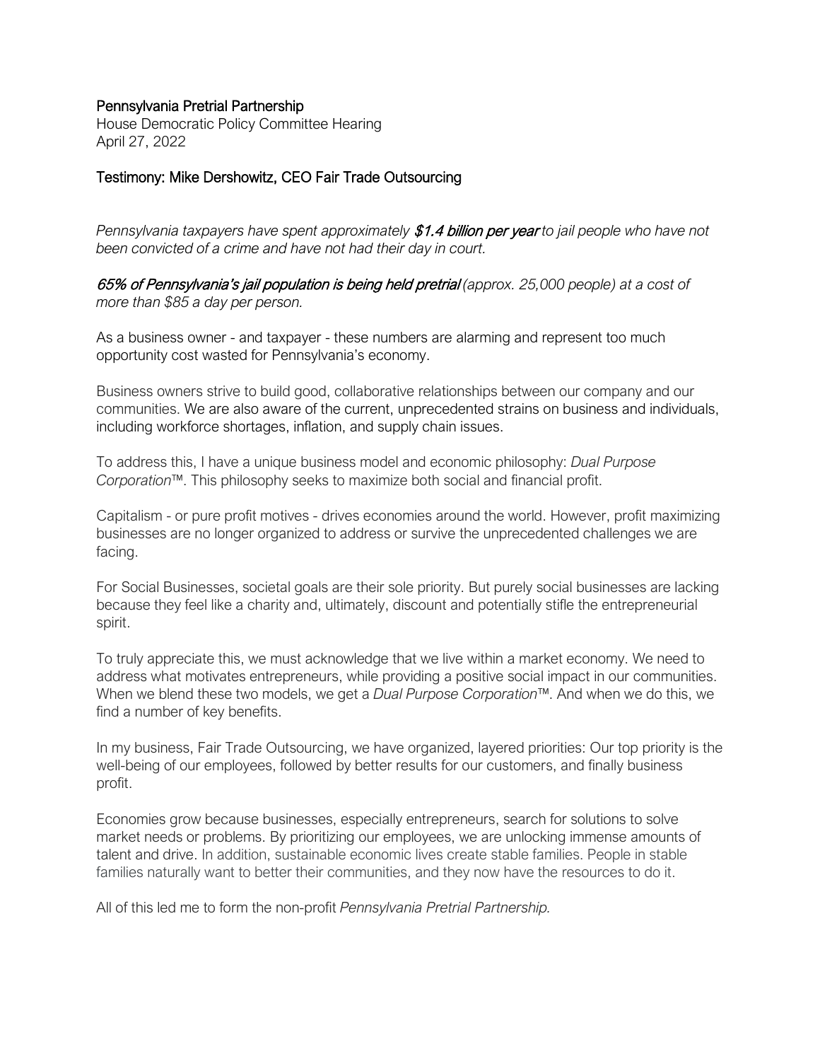Pennsylvania Pretrial Partnership
House Democratic Policy Committee Hearing
April 27, 2022

Testimony: Mike Dershowitz, CEO Fair Trade Outsourcing

*Pennsylvania taxpayers have spent approximately **$1.4 billion per year** to jail people who have not been convicted of a crime and have not had their day in court.*

***65% of Pennsylvania's jail population is being held pretrial** (approx. 25,000 people) at a cost of more than $85 a day per person.*

As a business owner - and taxpayer - these numbers are alarming and represent too much opportunity cost wasted for Pennsylvania's economy.

Business owners strive to build good, collaborative relationships between our company and our communities. We are also aware of the current, unprecedented strains on business and individuals, including workforce shortages, inflation, and supply chain issues.

To address this, I have a unique business model and economic philosophy: *Dual Purpose Corporation*™. This philosophy seeks to maximize both social and financial profit.

Capitalism - or pure profit motives - drives economies around the world. However, profit maximizing businesses are no longer organized to address or survive the unprecedented challenges we are facing.

For Social Businesses, societal goals are their sole priority. But purely social businesses are lacking because they feel like a charity and, ultimately, discount and potentially stifle the entrepreneurial spirit.

To truly appreciate this, we must acknowledge that we live within a market economy. We need to address what motivates entrepreneurs, while providing a positive social impact in our communities. When we blend these two models, we get a *Dual Purpose Corporation*™. And when we do this, we find a number of key benefits.

In my business, Fair Trade Outsourcing, we have organized, layered priorities: Our top priority is the well-being of our employees, followed by better results for our customers, and finally business profit.

Economies grow because businesses, especially entrepreneurs, search for solutions to solve market needs or problems. By prioritizing our employees, we are unlocking immense amounts of talent and drive. In addition, sustainable economic lives create stable families. People in stable families naturally want to better their communities, and they now have the resources to do it.

All of this led me to form the non-profit *Pennsylvania Pretrial Partnership.*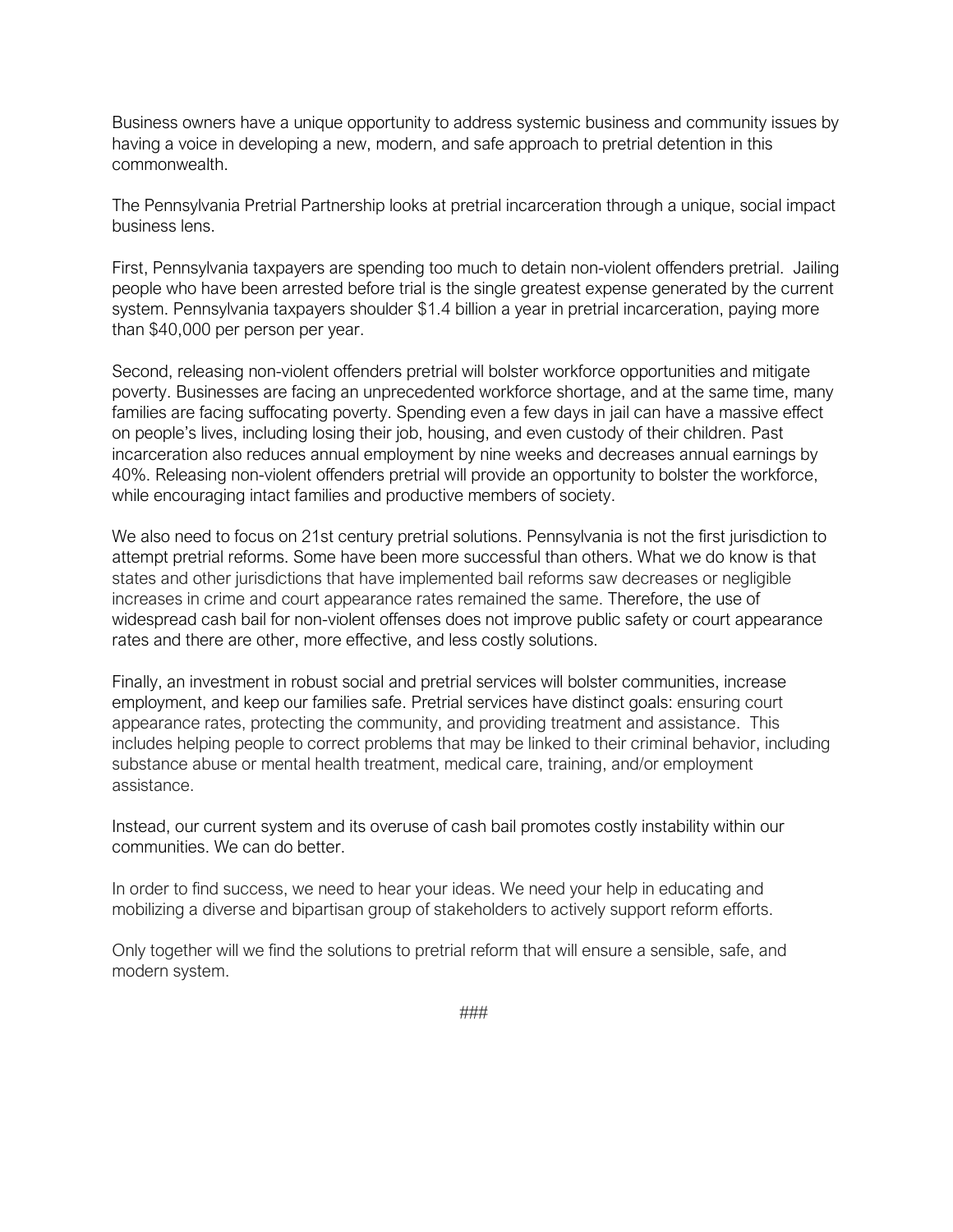Business owners have a unique opportunity to address systemic business and community issues by having a voice in developing a new, modern, and safe approach to pretrial detention in this commonwealth.

The Pennsylvania Pretrial Partnership looks at pretrial incarceration through a unique, social impact business lens.

First, Pennsylvania taxpayers are spending too much to detain non-violent offenders pretrial. Jailing people who have been arrested before trial is the single greatest expense generated by the current system. Pennsylvania taxpayers shoulder $1.4 billion a year in pretrial incarceration, paying more than $40,000 per person per year.

Second, releasing non-violent offenders pretrial will bolster workforce opportunities and mitigate poverty. Businesses are facing an unprecedented workforce shortage, and at the same time, many families are facing suffocating poverty. Spending even a few days in jail can have a massive effect on people's lives, including losing their job, housing, and even custody of their children. Past incarceration also reduces annual employment by nine weeks and decreases annual earnings by 40%. Releasing non-violent offenders pretrial will provide an opportunity to bolster the workforce, while encouraging intact families and productive members of society.

We also need to focus on 21st century pretrial solutions. Pennsylvania is not the first jurisdiction to attempt pretrial reforms. Some have been more successful than others. What we do know is that states and other jurisdictions that have implemented bail reforms saw decreases or negligible increases in crime and court appearance rates remained the same. Therefore, the use of widespread cash bail for non-violent offenses does not improve public safety or court appearance rates and there are other, more effective, and less costly solutions.

Finally, an investment in robust social and pretrial services will bolster communities, increase employment, and keep our families safe. Pretrial services have distinct goals: ensuring court appearance rates, protecting the community, and providing treatment and assistance. This includes helping people to correct problems that may be linked to their criminal behavior, including substance abuse or mental health treatment, medical care, training, and/or employment assistance.

Instead, our current system and its overuse of cash bail promotes costly instability within our communities. We can do better.

In order to find success, we need to hear your ideas. We need your help in educating and mobilizing a diverse and bipartisan group of stakeholders to actively support reform efforts.

Only together will we find the solutions to pretrial reform that will ensure a sensible, safe, and modern system.

###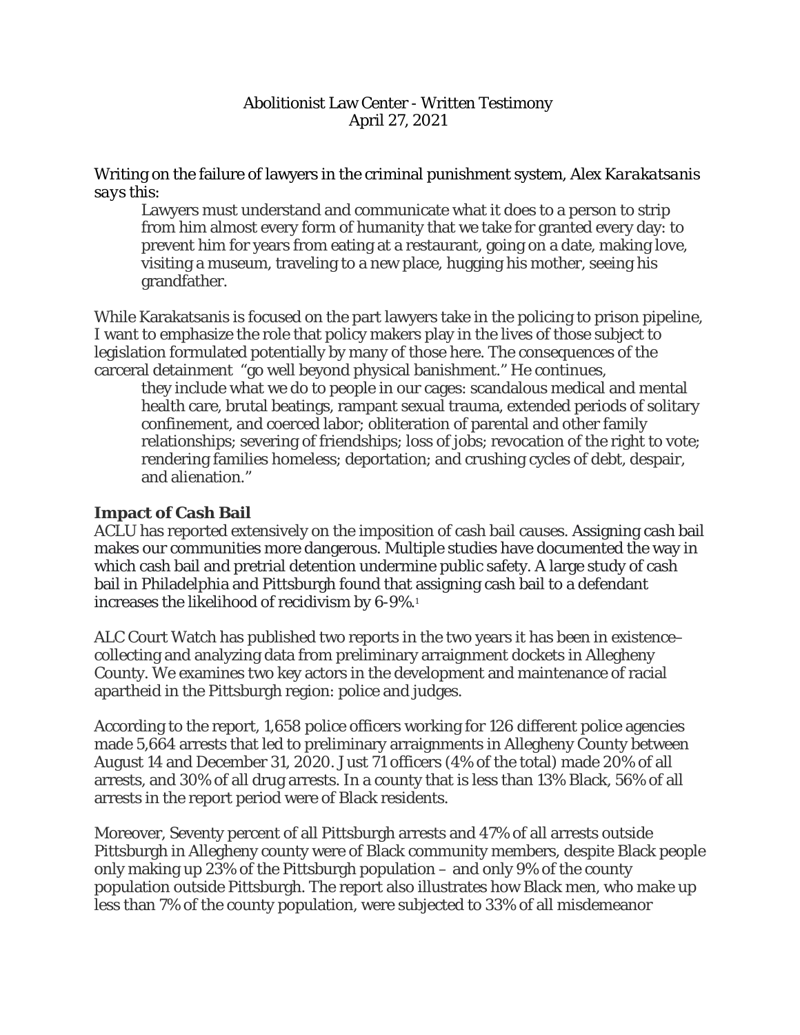Abolitionist Law Center - Written Testimony
April 27, 2021

*Writing on the failure of lawyers in the criminal punishment system, Alex Karakatsanis says this:*

> Lawyers must understand and communicate what it does to a person to strip from him almost every form of humanity that we take for granted every day: to prevent him for years from eating at a restaurant, going on a date, making love, visiting a museum, traveling to a new place, hugging his mother, seeing his grandfather.

While Karakatsanis is focused on the part lawyers take in the policing to prison pipeline, I want to emphasize the role that policy makers play in the lives of those subject to legislation formulated potentially by many of those here. The consequences of the carceral detainment "go well beyond physical banishment." He continues,

> they include what we do to people in our cages: scandalous medical and mental health care, brutal beatings, rampant sexual trauma, extended periods of solitary confinement, and coerced labor; obliteration of parental and other family relationships; severing of friendships; loss of jobs; revocation of the right to vote; rendering families homeless; deportation; and crushing cycles of debt, despair, and alienation."

**Impact of Cash Bail**

ACLU has reported extensively on the imposition of cash bail causes. Assigning cash bail makes our communities more dangerous. Multiple studies have documented the way in which cash bail and pretrial detention undermine public safety. A large study of cash bail in Philadelphia and Pittsburgh found that assigning cash bail to a defendant increases the likelihood of recidivism by 6-9%.[1]

ALC Court Watch has published two reports in the two years it has been in existence– collecting and analyzing data from preliminary arraignment dockets in Allegheny County. We examines two key actors in the development and maintenance of racial apartheid in the Pittsburgh region: police and judges.

According to the report, 1,658 police officers working for 126 different police agencies made 5,664 arrests that led to preliminary arraignments in Allegheny County between August 14 and December 31, 2020. Just 71 officers (4% of the total) made 20% of all arrests, and 30% of all drug arrests. In a county that is less than 13% Black, 56% of all arrests in the report period were of Black residents.

Moreover, Seventy percent of all Pittsburgh arrests and 47% of all arrests outside Pittsburgh in Allegheny county were of Black community members, despite Black people only making up 23% of the Pittsburgh population – and only 9% of the county population outside Pittsburgh. The report also illustrates how Black men, who make up less than 7% of the county population, were subjected to 33% of all misdemeanor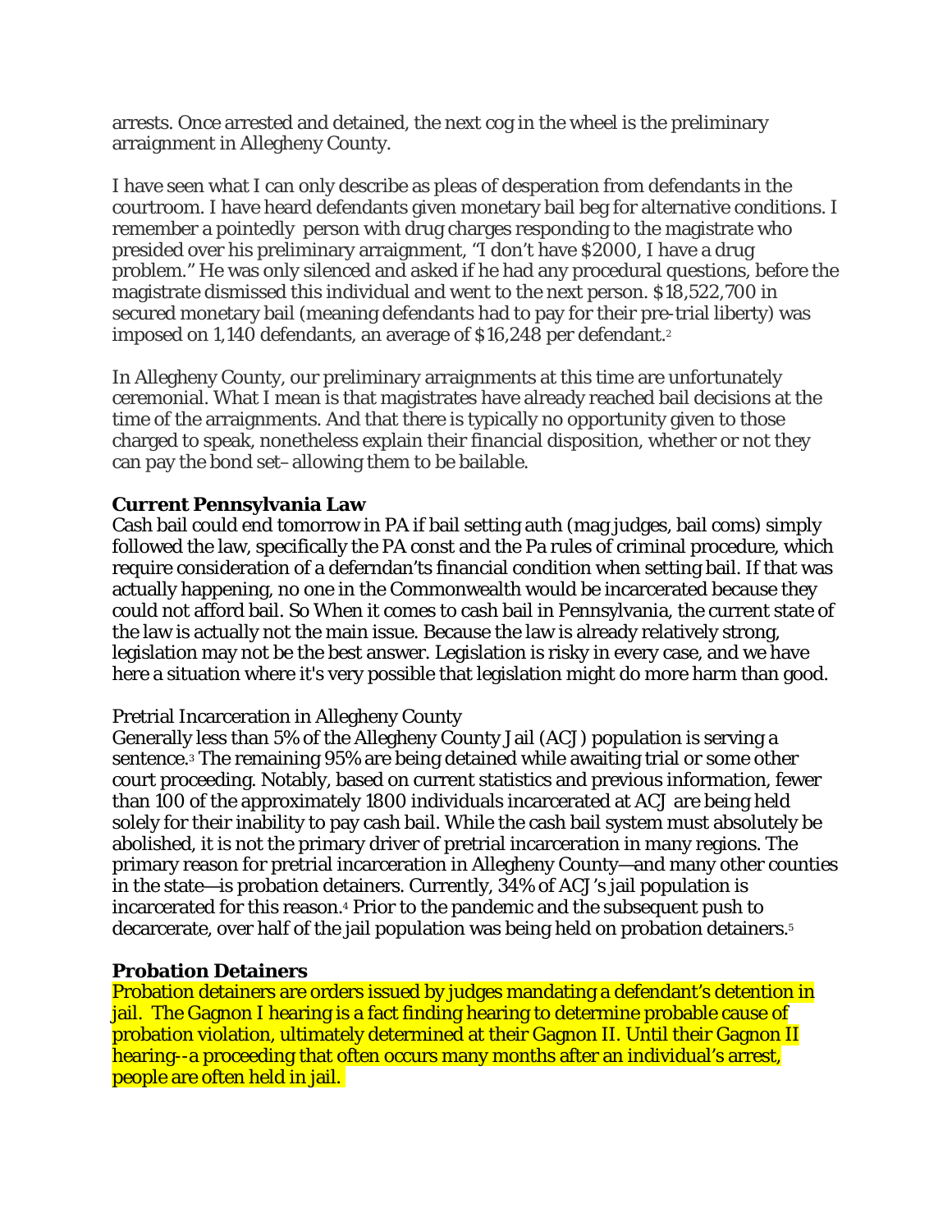arrests. Once arrested and detained, the next cog in the wheel is the preliminary arraignment in Allegheny County.

I have seen what I can only describe as pleas of desperation from defendants in the courtroom. I have heard defendants given monetary bail beg for alternative conditions. I remember a pointedly person with drug charges responding to the magistrate who presided over his preliminary arraignment, "I don't have $2000, I have a drug problem." He was only silenced and asked if he had any procedural questions, before the magistrate dismissed this individual and went to the next person. $18,522,700 in secured monetary bail (meaning defendants had to pay for their pre-trial liberty) was imposed on 1,140 defendants, an average of $16,248 per defendant.[2]

In Allegheny County, our preliminary arraignments at this time are unfortunately ceremonial. What I mean is that magistrates have already reached bail decisions at the time of the arraignments. And that there is typically no opportunity given to those charged to speak, nonetheless explain their financial disposition, whether or not they can pay the bond set– allowing them to be bailable.

**Current Pennsylvania Law**

Cash bail could end tomorrow in PA if bail setting auth (mag judges, bail coms) simply followed the law, specifically the PA const and the Pa rules of criminal procedure, which require consideration of a deferndan'ts financial condition when setting bail. If that was actually happening, no one in the Commonwealth would be incarcerated because they could not afford bail. So When it comes to cash bail in Pennsylvania, the current state of the law is actually not the main issue. Because the law is already relatively strong, legislation may not be the best answer. Legislation is risky in every case, and we have here a situation where it's very possible that legislation might do more harm than good.

Pretrial Incarceration in Allegheny County

Generally less than 5% of the Allegheny County Jail (ACJ) population is serving a sentence.[3] The remaining 95% are being detained while awaiting trial or some other court proceeding. Notably, based on current statistics and previous information, fewer than 100 of the approximately 1800 individuals incarcerated at ACJ are being held solely for their inability to pay cash bail. While the cash bail system must absolutely be abolished, it is not the primary driver of pretrial incarceration in many regions. The primary reason for pretrial incarceration in Allegheny County—and many other counties in the state—is probation detainers. Currently, 34% of ACJ's jail population is incarcerated for this reason.[4] Prior to the pandemic and the subsequent push to decarcerate, over half of the jail population was being held on probation detainers.[5]

**Probation Detainers**

Probation detainers are orders issued by judges mandating a defendant's detention in jail. The Gagnon I hearing is a fact finding hearing to determine probable cause of probation violation, ultimately determined at their Gagnon II. Until their Gagnon II hearing--a proceeding that often occurs many months after an individual's arrest, people are often held in jail.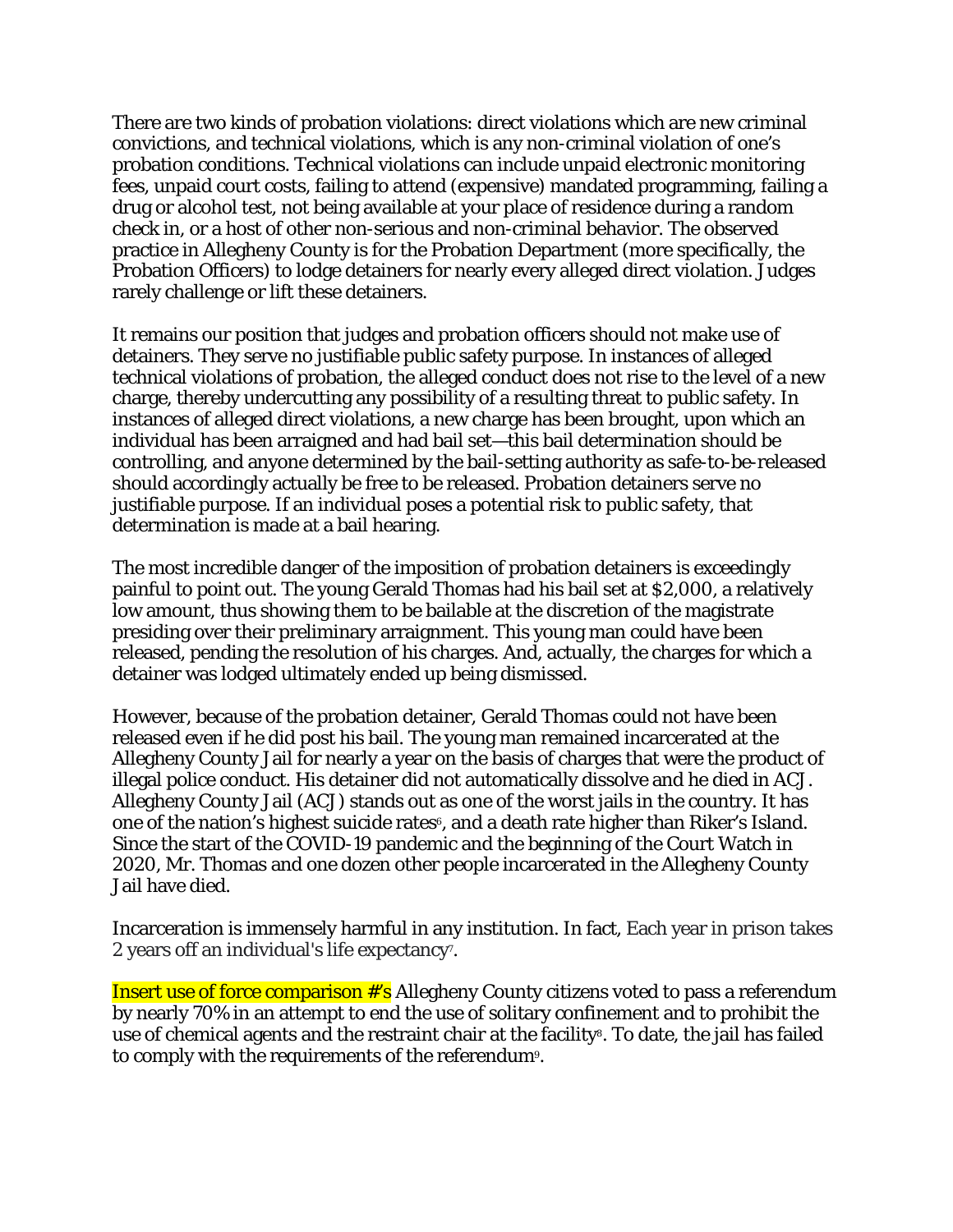There are two kinds of probation violations: direct violations which are new criminal convictions, and technical violations, which is any non-criminal violation of one's probation conditions. Technical violations can include unpaid electronic monitoring fees, unpaid court costs, failing to attend (expensive) mandated programming, failing a drug or alcohol test, not being available at your place of residence during a random check in, or a host of other non-serious and non-criminal behavior. The observed practice in Allegheny County is for the Probation Department (more specifically, the Probation Officers) to lodge detainers for nearly every alleged direct violation. Judges rarely challenge or lift these detainers.

It remains our position that judges and probation officers should not make use of detainers. They serve no justifiable public safety purpose. In instances of alleged technical violations of probation, the alleged conduct does not rise to the level of a new charge, thereby undercutting any possibility of a resulting threat to public safety. In instances of alleged direct violations, a new charge has been brought, upon which an individual has been arraigned and had bail set—this bail determination should be controlling, and anyone determined by the bail-setting authority as safe-to-be-released should accordingly actually be free to be released. Probation detainers serve no justifiable purpose. If an individual poses a potential risk to public safety, that determination is made at a bail hearing.

The most incredible danger of the imposition of probation detainers is exceedingly painful to point out. The young Gerald Thomas had his bail set at $2,000, a relatively low amount, thus showing them to be bailable at the discretion of the magistrate presiding over their preliminary arraignment. This young man could have been released, pending the resolution of his charges. And, actually, the charges for which a detainer was lodged ultimately ended up being dismissed.

However, because of the probation detainer, Gerald Thomas could not have been released even if he did post his bail. The young man remained incarcerated at the Allegheny County Jail for nearly a year on the basis of charges that were the product of illegal police conduct. His detainer did not automatically dissolve and he died in ACJ. Allegheny County Jail (ACJ) stands out as one of the worst jails in the country. It has one of the nation's highest suicide rates[6], and a death rate higher than Riker's Island. Since the start of the COVID-19 pandemic and the beginning of the Court Watch in 2020, Mr. Thomas and one dozen other people incarcerated in the Allegheny County Jail have died.

Incarceration is immensely harmful in any institution. In fact, Each year in prison takes 2 years off an individual's life expectancy[7].

Insert use of force comparison #'s Allegheny County citizens voted to pass a referendum by nearly 70% in an attempt to end the use of solitary confinement and to prohibit the use of chemical agents and the restraint chair at the facility[8]. To date, the jail has failed to comply with the requirements of the referendum[9].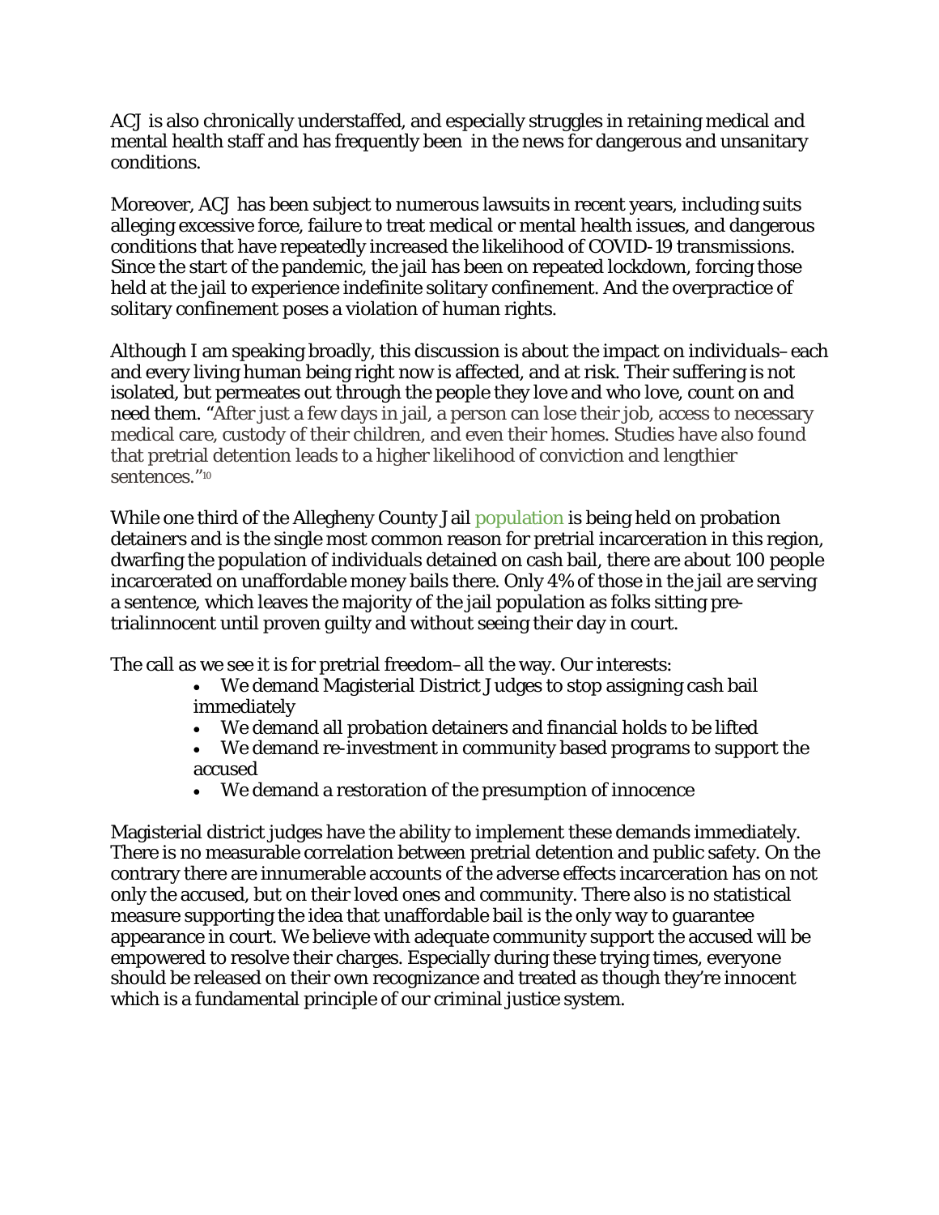ACJ is also chronically understaffed, and especially struggles in retaining medical and mental health staff and has frequently been in the news for dangerous and unsanitary conditions.

Moreover, ACJ has been subject to numerous lawsuits in recent years, including suits alleging excessive force, failure to treat medical or mental health issues, and dangerous conditions that have repeatedly increased the likelihood of COVID-19 transmissions. Since the start of the pandemic, the jail has been on repeated lockdown, forcing those held at the jail to experience indefinite solitary confinement. And the overpractice of solitary confinement poses a violation of human rights.

Although I am speaking broadly, this discussion is about the impact on individuals–each and every living human being right now is affected, and at risk. Their suffering is not isolated, but permeates out through the people they love and who love, count on and need them. "After just a few days in jail, a person can lose their job, access to necessary medical care, custody of their children, and even their homes. Studies have also found that pretrial detention leads to a higher likelihood of conviction and lengthier sentences."[10]

While one third of the Allegheny County Jail population is being held on probation detainers and is the single most common reason for pretrial incarceration in this region, dwarfing the population of individuals detained on cash bail, there are about 100 people incarcerated on unaffordable money bails there. Only 4% of those in the jail are serving a sentence, which leaves the majority of the jail population as folks sitting pre-trialinnocent until proven guilty and without seeing their day in court.

The call as we see it is for pretrial freedom– all the way. Our interests:

- We demand Magisterial District Judges to stop assigning cash bail immediately
- We demand all probation detainers and financial holds to be lifted
- We demand re-investment in community based programs to support the accused
- We demand a restoration of the presumption of innocence

Magisterial district judges have the ability to implement these demands immediately. There is no measurable correlation between pretrial detention and public safety. On the contrary there are innumerable accounts of the adverse effects incarceration has on not only the accused, but on their loved ones and community. There also is no statistical measure supporting the idea that unaffordable bail is the only way to guarantee appearance in court. We believe with adequate community support the accused will be empowered to resolve their charges. Especially during these trying times, everyone should be released on their own recognizance and treated as though they're innocent which is a fundamental principle of our criminal justice system.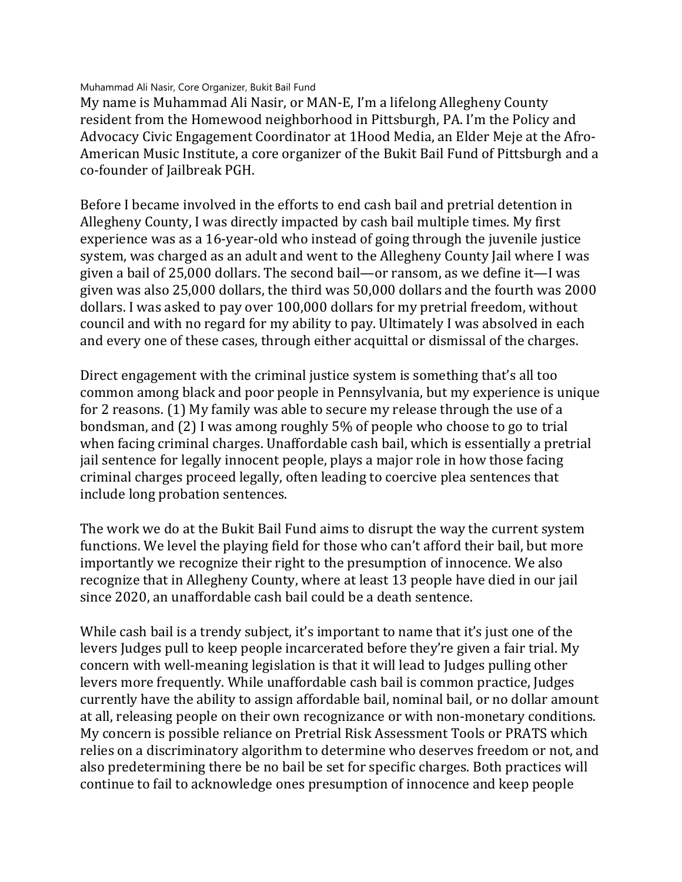Muhammad Ali Nasir, Core Organizer, Bukit Bail Fund

My name is Muhammad Ali Nasir, or MAN-E, I'm a lifelong Allegheny County resident from the Homewood neighborhood in Pittsburgh, PA. I'm the Policy and Advocacy Civic Engagement Coordinator at 1Hood Media, an Elder Meje at the Afro-American Music Institute, a core organizer of the Bukit Bail Fund of Pittsburgh and a co-founder of Jailbreak PGH.

Before I became involved in the efforts to end cash bail and pretrial detention in Allegheny County, I was directly impacted by cash bail multiple times. My first experience was as a 16-year-old who instead of going through the juvenile justice system, was charged as an adult and went to the Allegheny County Jail where I was given a bail of 25,000 dollars. The second bail—or ransom, as we define it—I was given was also 25,000 dollars, the third was 50,000 dollars and the fourth was 2000 dollars. I was asked to pay over 100,000 dollars for my pretrial freedom, without council and with no regard for my ability to pay. Ultimately I was absolved in each and every one of these cases, through either acquittal or dismissal of the charges.

Direct engagement with the criminal justice system is something that's all too common among black and poor people in Pennsylvania, but my experience is unique for 2 reasons. (1) My family was able to secure my release through the use of a bondsman, and (2) I was among roughly 5% of people who choose to go to trial when facing criminal charges. Unaffordable cash bail, which is essentially a pretrial jail sentence for legally innocent people, plays a major role in how those facing criminal charges proceed legally, often leading to coercive plea sentences that include long probation sentences.

The work we do at the Bukit Bail Fund aims to disrupt the way the current system functions. We level the playing field for those who can't afford their bail, but more importantly we recognize their right to the presumption of innocence. We also recognize that in Allegheny County, where at least 13 people have died in our jail since 2020, an unaffordable cash bail could be a death sentence.

While cash bail is a trendy subject, it's important to name that it's just one of the levers Judges pull to keep people incarcerated before they're given a fair trial. My concern with well-meaning legislation is that it will lead to Judges pulling other levers more frequently. While unaffordable cash bail is common practice, Judges currently have the ability to assign affordable bail, nominal bail, or no dollar amount at all, releasing people on their own recognizance or with non-monetary conditions. My concern is possible reliance on Pretrial Risk Assessment Tools or PRATS which relies on a discriminatory algorithm to determine who deserves freedom or not, and also predetermining there be no bail be set for specific charges. Both practices will continue to fail to acknowledge ones presumption of innocence and keep people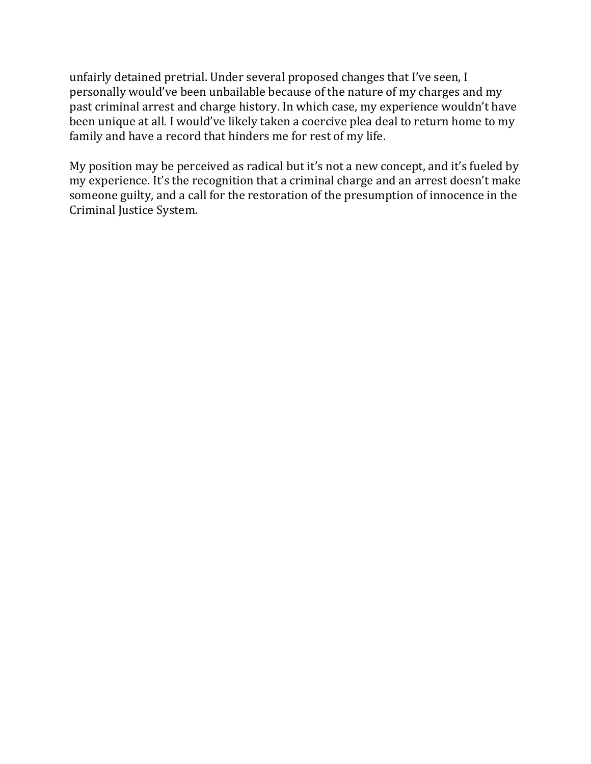unfairly detained pretrial. Under several proposed changes that I've seen, I personally would've been unbailable because of the nature of my charges and my past criminal arrest and charge history. In which case, my experience wouldn't have been unique at all. I would've likely taken a coercive plea deal to return home to my family and have a record that hinders me for rest of my life.

My position may be perceived as radical but it's not a new concept, and it's fueled by my experience. It's the recognition that a criminal charge and an arrest doesn't make someone guilty, and a call for the restoration of the presumption of innocence in the Criminal Justice System.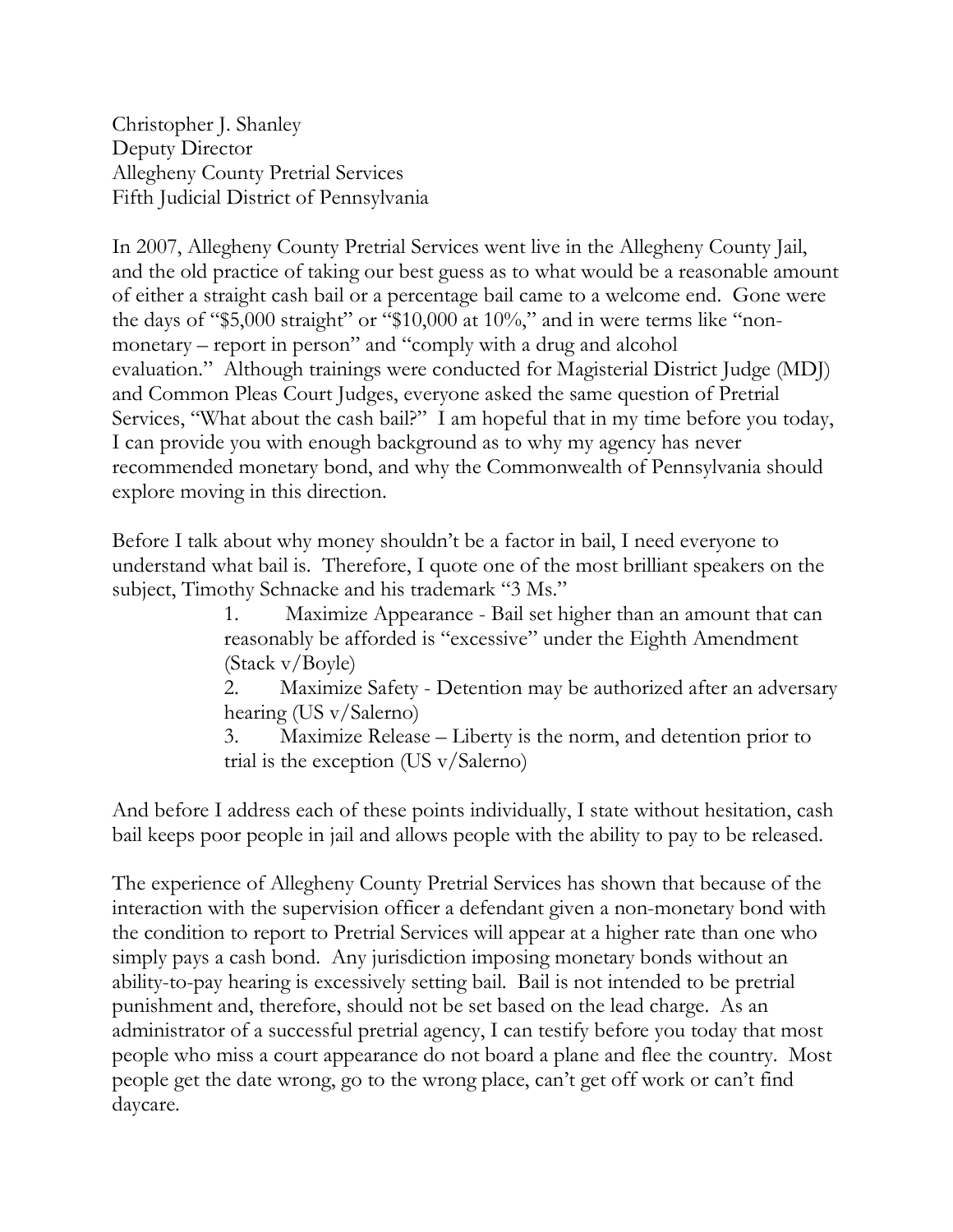Christopher J. Shanley
Deputy Director
Allegheny County Pretrial Services
Fifth Judicial District of Pennsylvania

In 2007, Allegheny County Pretrial Services went live in the Allegheny County Jail, and the old practice of taking our best guess as to what would be a reasonable amount of either a straight cash bail or a percentage bail came to a welcome end. Gone were the days of "$5,000 straight" or "$10,000 at 10%," and in were terms like "non-monetary – report in person" and "comply with a drug and alcohol evaluation." Although trainings were conducted for Magisterial District Judge (MDJ) and Common Pleas Court Judges, everyone asked the same question of Pretrial Services, "What about the cash bail?" I am hopeful that in my time before you today, I can provide you with enough background as to why my agency has never recommended monetary bond, and why the Commonwealth of Pennsylvania should explore moving in this direction.

Before I talk about why money shouldn't be a factor in bail, I need everyone to understand what bail is. Therefore, I quote one of the most brilliant speakers on the subject, Timothy Schnacke and his trademark "3 Ms."

1. Maximize Appearance - Bail set higher than an amount that can reasonably be afforded is "excessive" under the Eighth Amendment (Stack v/Boyle)
2. Maximize Safety - Detention may be authorized after an adversary hearing (US v/Salerno)
3. Maximize Release – Liberty is the norm, and detention prior to trial is the exception (US v/Salerno)

And before I address each of these points individually, I state without hesitation, cash bail keeps poor people in jail and allows people with the ability to pay to be released.

The experience of Allegheny County Pretrial Services has shown that because of the interaction with the supervision officer a defendant given a non-monetary bond with the condition to report to Pretrial Services will appear at a higher rate than one who simply pays a cash bond. Any jurisdiction imposing monetary bonds without an ability-to-pay hearing is excessively setting bail. Bail is not intended to be pretrial punishment and, therefore, should not be set based on the lead charge. As an administrator of a successful pretrial agency, I can testify before you today that most people who miss a court appearance do not board a plane and flee the country. Most people get the date wrong, go to the wrong place, can't get off work or can't find daycare.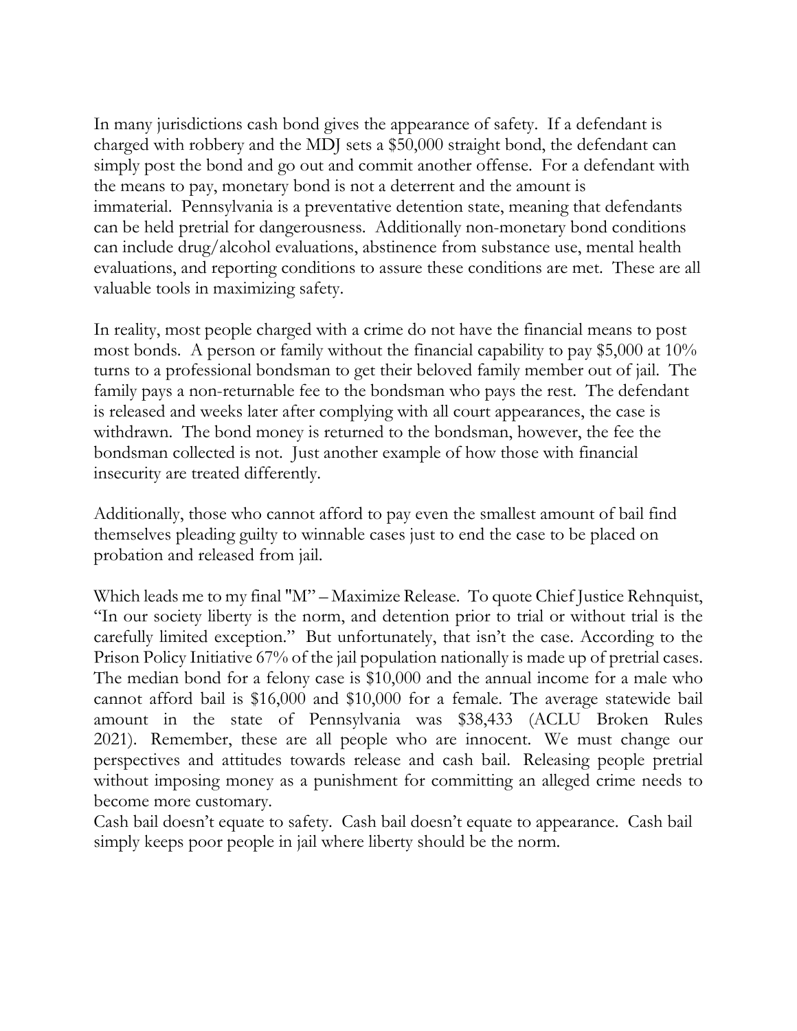In many jurisdictions cash bond gives the appearance of safety. If a defendant is charged with robbery and the MDJ sets a $50,000 straight bond, the defendant can simply post the bond and go out and commit another offense. For a defendant with the means to pay, monetary bond is not a deterrent and the amount is immaterial. Pennsylvania is a preventative detention state, meaning that defendants can be held pretrial for dangerousness. Additionally non-monetary bond conditions can include drug/alcohol evaluations, abstinence from substance use, mental health evaluations, and reporting conditions to assure these conditions are met. These are all valuable tools in maximizing safety.

In reality, most people charged with a crime do not have the financial means to post most bonds. A person or family without the financial capability to pay $5,000 at 10% turns to a professional bondsman to get their beloved family member out of jail. The family pays a non-returnable fee to the bondsman who pays the rest. The defendant is released and weeks later after complying with all court appearances, the case is withdrawn. The bond money is returned to the bondsman, however, the fee the bondsman collected is not. Just another example of how those with financial insecurity are treated differently.

Additionally, those who cannot afford to pay even the smallest amount of bail find themselves pleading guilty to winnable cases just to end the case to be placed on probation and released from jail.

Which leads me to my final "M" – Maximize Release. To quote Chief Justice Rehnquist, "In our society liberty is the norm, and detention prior to trial or without trial is the carefully limited exception." But unfortunately, that isn't the case. According to the Prison Policy Initiative 67% of the jail population nationally is made up of pretrial cases. The median bond for a felony case is $10,000 and the annual income for a male who cannot afford bail is $16,000 and $10,000 for a female. The average statewide bail amount in the state of Pennsylvania was $38,433 (ACLU Broken Rules 2021). Remember, these are all people who are innocent. We must change our perspectives and attitudes towards release and cash bail. Releasing people pretrial without imposing money as a punishment for committing an alleged crime needs to become more customary.

Cash bail doesn't equate to safety. Cash bail doesn't equate to appearance. Cash bail simply keeps poor people in jail where liberty should be the norm.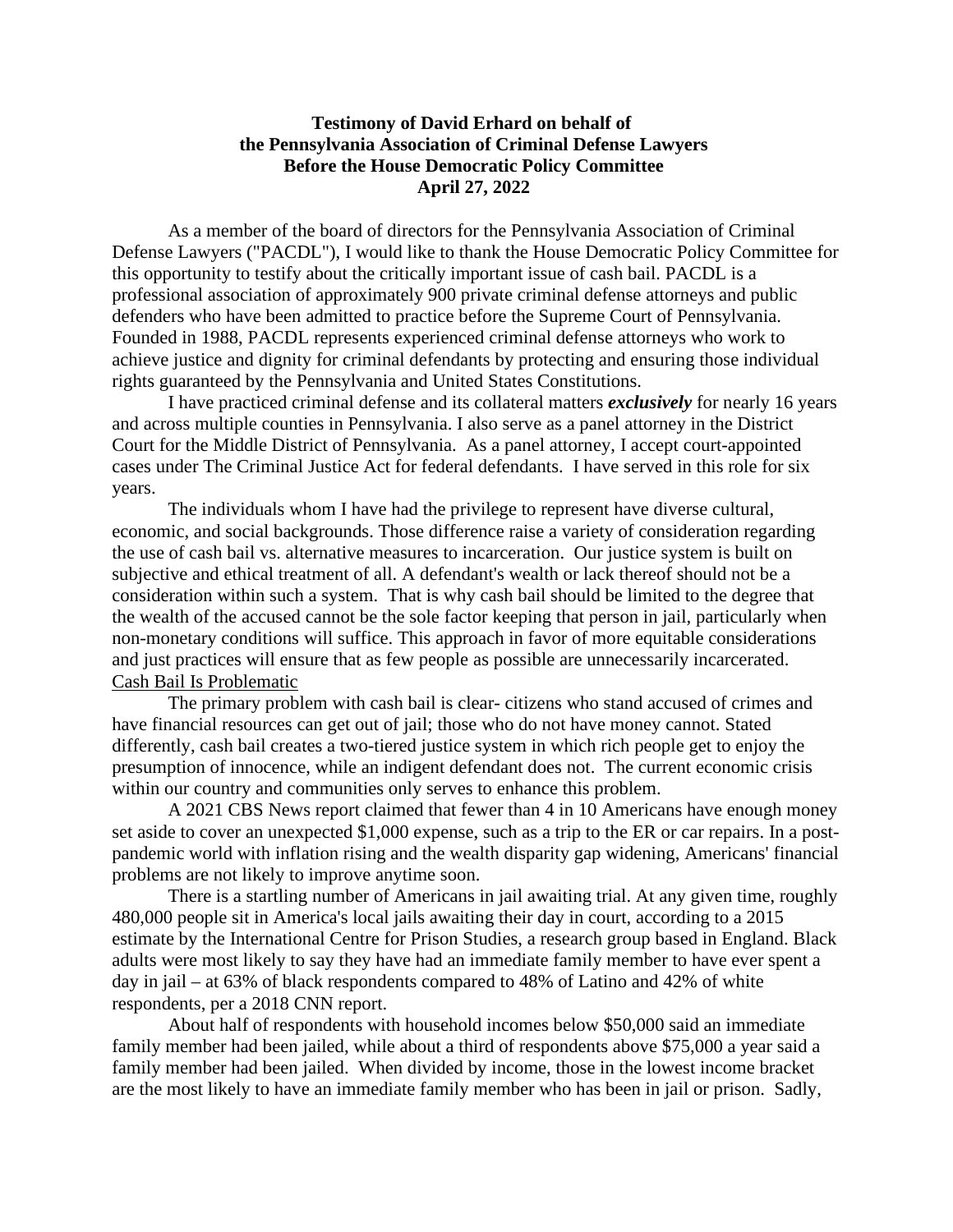**Testimony of David Erhard on behalf of the Pennsylvania Association of Criminal Defense Lawyers Before the House Democratic Policy Committee April 27, 2022**

As a member of the board of directors for the Pennsylvania Association of Criminal Defense Lawyers ("PACDL"), I would like to thank the House Democratic Policy Committee for this opportunity to testify about the critically important issue of cash bail. PACDL is a professional association of approximately 900 private criminal defense attorneys and public defenders who have been admitted to practice before the Supreme Court of Pennsylvania. Founded in 1988, PACDL represents experienced criminal defense attorneys who work to achieve justice and dignity for criminal defendants by protecting and ensuring those individual rights guaranteed by the Pennsylvania and United States Constitutions.

I have practiced criminal defense and its collateral matters ***exclusively*** for nearly 16 years and across multiple counties in Pennsylvania. I also serve as a panel attorney in the District Court for the Middle District of Pennsylvania. As a panel attorney, I accept court-appointed cases under The Criminal Justice Act for federal defendants. I have served in this role for six years.

The individuals whom I have had the privilege to represent have diverse cultural, economic, and social backgrounds. Those difference raise a variety of consideration regarding the use of cash bail vs. alternative measures to incarceration. Our justice system is built on subjective and ethical treatment of all. A defendant's wealth or lack thereof should not be a consideration within such a system. That is why cash bail should be limited to the degree that the wealth of the accused cannot be the sole factor keeping that person in jail, particularly when non-monetary conditions will suffice. This approach in favor of more equitable considerations and just practices will ensure that as few people as possible are unnecessarily incarcerated.

<u>Cash Bail Is Problematic</u>

The primary problem with cash bail is clear- citizens who stand accused of crimes and have financial resources can get out of jail; those who do not have money cannot. Stated differently, cash bail creates a two-tiered justice system in which rich people get to enjoy the presumption of innocence, while an indigent defendant does not. The current economic crisis within our country and communities only serves to enhance this problem.

A 2021 CBS News report claimed that fewer than 4 in 10 Americans have enough money set aside to cover an unexpected $1,000 expense, such as a trip to the ER or car repairs. In a post-pandemic world with inflation rising and the wealth disparity gap widening, Americans' financial problems are not likely to improve anytime soon.

There is a startling number of Americans in jail awaiting trial. At any given time, roughly 480,000 people sit in America's local jails awaiting their day in court, according to a 2015 estimate by the International Centre for Prison Studies, a research group based in England. Black adults were most likely to say they have had an immediate family member to have ever spent a day in jail – at 63% of black respondents compared to 48% of Latino and 42% of white respondents, per a 2018 CNN report.

About half of respondents with household incomes below $50,000 said an immediate family member had been jailed, while about a third of respondents above $75,000 a year said a family member had been jailed. When divided by income, those in the lowest income bracket are the most likely to have an immediate family member who has been in jail or prison. Sadly,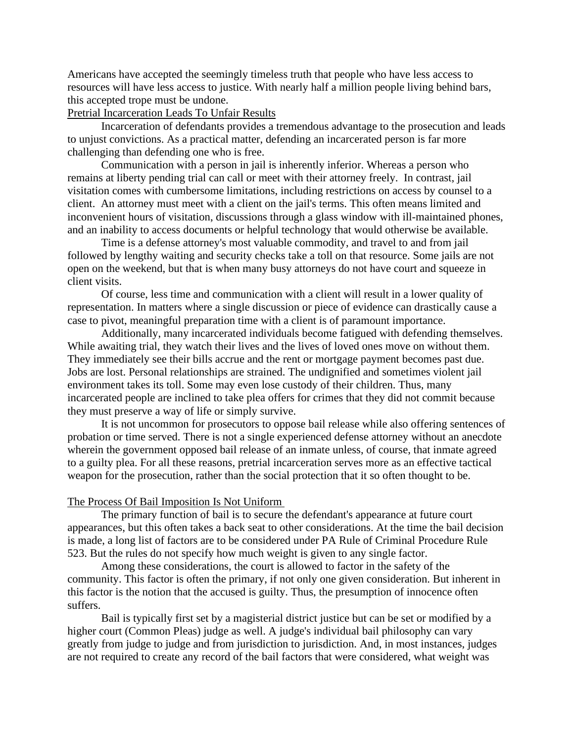Americans have accepted the seemingly timeless truth that people who have less access to resources will have less access to justice. With nearly half a million people living behind bars, this accepted trope must be undone.

## Pretrial Incarceration Leads To Unfair Results

Incarceration of defendants provides a tremendous advantage to the prosecution and leads to unjust convictions. As a practical matter, defending an incarcerated person is far more challenging than defending one who is free.

Communication with a person in jail is inherently inferior. Whereas a person who remains at liberty pending trial can call or meet with their attorney freely. In contrast, jail visitation comes with cumbersome limitations, including restrictions on access by counsel to a client. An attorney must meet with a client on the jail's terms. This often means limited and inconvenient hours of visitation, discussions through a glass window with ill-maintained phones, and an inability to access documents or helpful technology that would otherwise be available.

Time is a defense attorney's most valuable commodity, and travel to and from jail followed by lengthy waiting and security checks take a toll on that resource. Some jails are not open on the weekend, but that is when many busy attorneys do not have court and squeeze in client visits.

Of course, less time and communication with a client will result in a lower quality of representation. In matters where a single discussion or piece of evidence can drastically cause a case to pivot, meaningful preparation time with a client is of paramount importance.

Additionally, many incarcerated individuals become fatigued with defending themselves. While awaiting trial, they watch their lives and the lives of loved ones move on without them. They immediately see their bills accrue and the rent or mortgage payment becomes past due. Jobs are lost. Personal relationships are strained. The undignified and sometimes violent jail environment takes its toll. Some may even lose custody of their children. Thus, many incarcerated people are inclined to take plea offers for crimes that they did not commit because they must preserve a way of life or simply survive.

It is not uncommon for prosecutors to oppose bail release while also offering sentences of probation or time served. There is not a single experienced defense attorney without an anecdote wherein the government opposed bail release of an inmate unless, of course, that inmate agreed to a guilty plea. For all these reasons, pretrial incarceration serves more as an effective tactical weapon for the prosecution, rather than the social protection that it so often thought to be.

## The Process Of Bail Imposition Is Not Uniform

The primary function of bail is to secure the defendant's appearance at future court appearances, but this often takes a back seat to other considerations. At the time the bail decision is made, a long list of factors are to be considered under PA Rule of Criminal Procedure Rule 523. But the rules do not specify how much weight is given to any single factor.

Among these considerations, the court is allowed to factor in the safety of the community. This factor is often the primary, if not only one given consideration. But inherent in this factor is the notion that the accused is guilty. Thus, the presumption of innocence often suffers.

Bail is typically first set by a magisterial district justice but can be set or modified by a higher court (Common Pleas) judge as well. A judge's individual bail philosophy can vary greatly from judge to judge and from jurisdiction to jurisdiction. And, in most instances, judges are not required to create any record of the bail factors that were considered, what weight was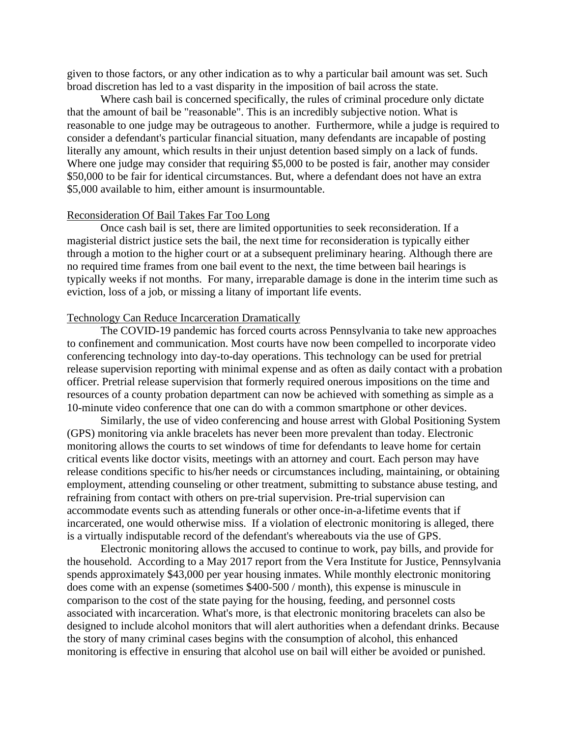given to those factors, or any other indication as to why a particular bail amount was set. Such broad discretion has led to a vast disparity in the imposition of bail across the state.

Where cash bail is concerned specifically, the rules of criminal procedure only dictate that the amount of bail be "reasonable". This is an incredibly subjective notion. What is reasonable to one judge may be outrageous to another. Furthermore, while a judge is required to consider a defendant's particular financial situation, many defendants are incapable of posting literally any amount, which results in their unjust detention based simply on a lack of funds. Where one judge may consider that requiring $5,000 to be posted is fair, another may consider $50,000 to be fair for identical circumstances. But, where a defendant does not have an extra $5,000 available to him, either amount is insurmountable.

<u>Reconsideration Of Bail Takes Far Too Long</u>

Once cash bail is set, there are limited opportunities to seek reconsideration. If a magisterial district justice sets the bail, the next time for reconsideration is typically either through a motion to the higher court or at a subsequent preliminary hearing. Although there are no required time frames from one bail event to the next, the time between bail hearings is typically weeks if not months. For many, irreparable damage is done in the interim time such as eviction, loss of a job, or missing a litany of important life events.

<u>Technology Can Reduce Incarceration Dramatically</u>

The COVID-19 pandemic has forced courts across Pennsylvania to take new approaches to confinement and communication. Most courts have now been compelled to incorporate video conferencing technology into day-to-day operations. This technology can be used for pretrial release supervision reporting with minimal expense and as often as daily contact with a probation officer. Pretrial release supervision that formerly required onerous impositions on the time and resources of a county probation department can now be achieved with something as simple as a 10-minute video conference that one can do with a common smartphone or other devices.

Similarly, the use of video conferencing and house arrest with Global Positioning System (GPS) monitoring via ankle bracelets has never been more prevalent than today. Electronic monitoring allows the courts to set windows of time for defendants to leave home for certain critical events like doctor visits, meetings with an attorney and court. Each person may have release conditions specific to his/her needs or circumstances including, maintaining, or obtaining employment, attending counseling or other treatment, submitting to substance abuse testing, and refraining from contact with others on pre-trial supervision. Pre-trial supervision can accommodate events such as attending funerals or other once-in-a-lifetime events that if incarcerated, one would otherwise miss. If a violation of electronic monitoring is alleged, there is a virtually indisputable record of the defendant's whereabouts via the use of GPS.

Electronic monitoring allows the accused to continue to work, pay bills, and provide for the household. According to a May 2017 report from the Vera Institute for Justice, Pennsylvania spends approximately $43,000 per year housing inmates. While monthly electronic monitoring does come with an expense (sometimes $400-500 / month), this expense is minuscule in comparison to the cost of the state paying for the housing, feeding, and personnel costs associated with incarceration. What's more, is that electronic monitoring bracelets can also be designed to include alcohol monitors that will alert authorities when a defendant drinks. Because the story of many criminal cases begins with the consumption of alcohol, this enhanced monitoring is effective in ensuring that alcohol use on bail will either be avoided or punished.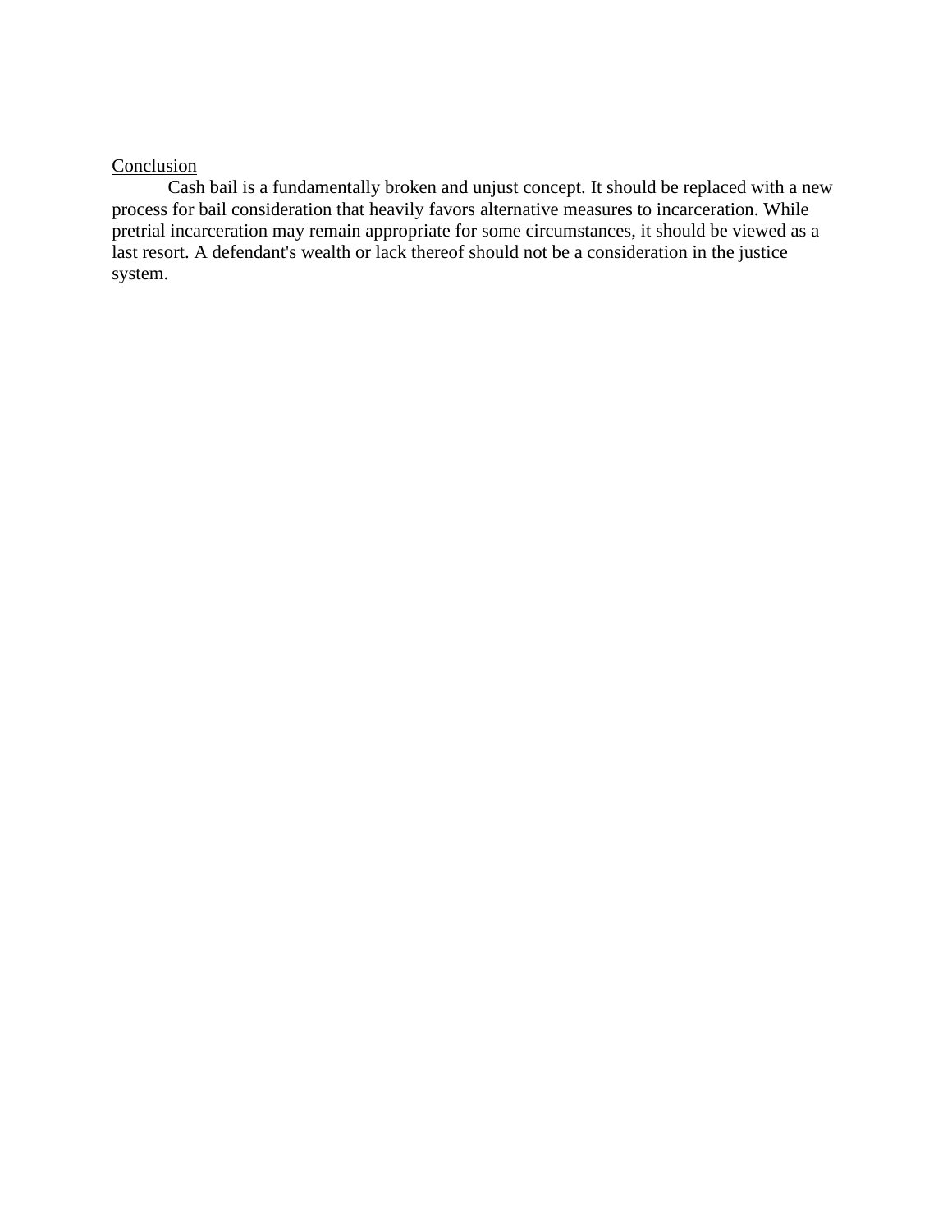## Conclusion

Cash bail is a fundamentally broken and unjust concept. It should be replaced with a new process for bail consideration that heavily favors alternative measures to incarceration. While pretrial incarceration may remain appropriate for some circumstances, it should be viewed as a last resort. A defendant's wealth or lack thereof should not be a consideration in the justice system.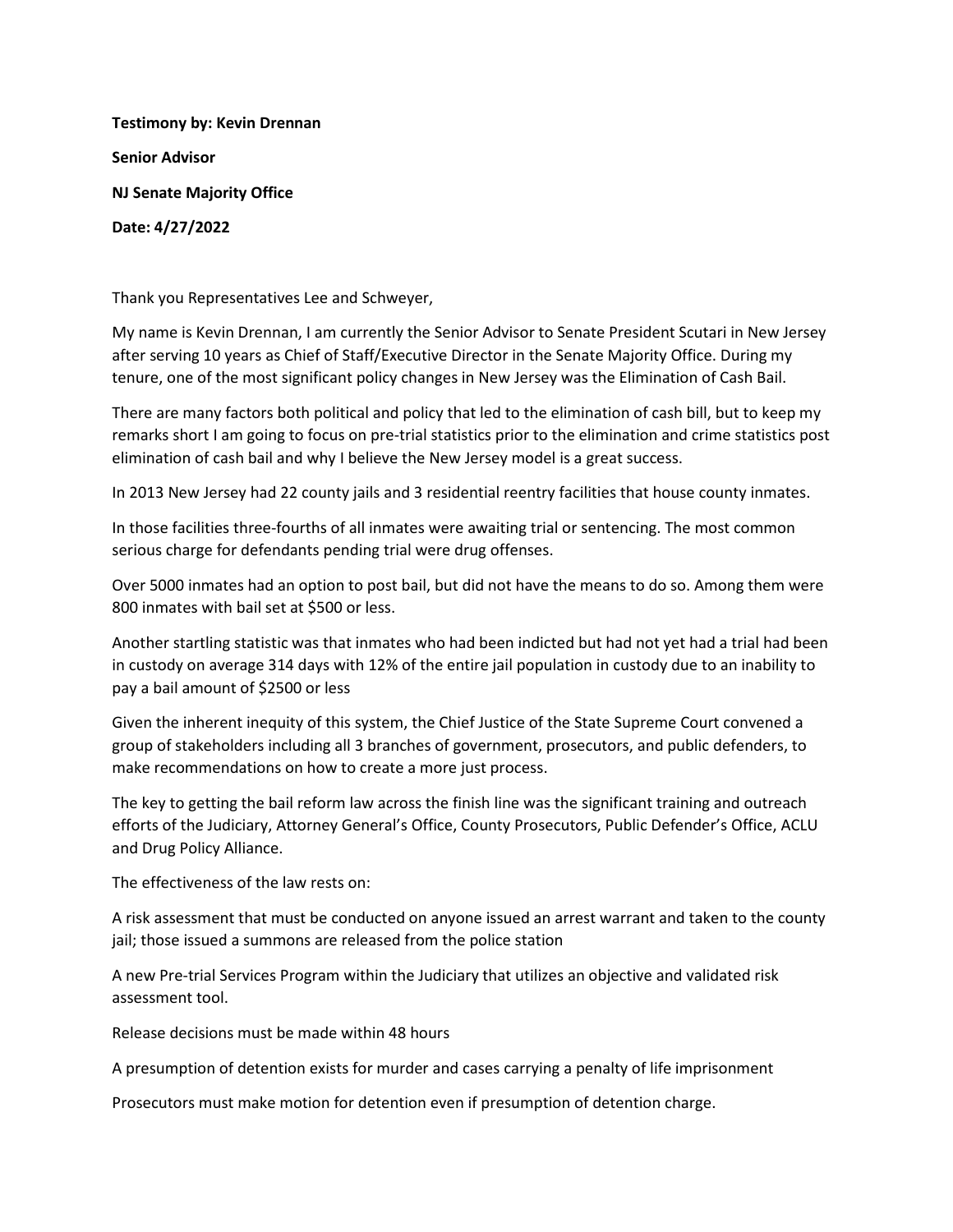**Testimony by: Kevin Drennan**

**Senior Advisor**

**NJ Senate Majority Office**

**Date: 4/27/2022**

Thank you Representatives Lee and Schweyer,

My name is Kevin Drennan, I am currently the Senior Advisor to Senate President Scutari in New Jersey after serving 10 years as Chief of Staff/Executive Director in the Senate Majority Office. During my tenure, one of the most significant policy changes in New Jersey was the Elimination of Cash Bail.

There are many factors both political and policy that led to the elimination of cash bill, but to keep my remarks short I am going to focus on pre-trial statistics prior to the elimination and crime statistics post elimination of cash bail and why I believe the New Jersey model is a great success.

In 2013 New Jersey had 22 county jails and 3 residential reentry facilities that house county inmates.

In those facilities three-fourths of all inmates were awaiting trial or sentencing. The most common serious charge for defendants pending trial were drug offenses.

Over 5000 inmates had an option to post bail, but did not have the means to do so. Among them were 800 inmates with bail set at $500 or less.

Another startling statistic was that inmates who had been indicted but had not yet had a trial had been in custody on average 314 days with 12% of the entire jail population in custody due to an inability to pay a bail amount of $2500 or less

Given the inherent inequity of this system, the Chief Justice of the State Supreme Court convened a group of stakeholders including all 3 branches of government, prosecutors, and public defenders, to make recommendations on how to create a more just process.

The key to getting the bail reform law across the finish line was the significant training and outreach efforts of the Judiciary, Attorney General's Office, County Prosecutors, Public Defender's Office, ACLU and Drug Policy Alliance.

The effectiveness of the law rests on:

A risk assessment that must be conducted on anyone issued an arrest warrant and taken to the county jail; those issued a summons are released from the police station

A new Pre-trial Services Program within the Judiciary that utilizes an objective and validated risk assessment tool.

Release decisions must be made within 48 hours

A presumption of detention exists for murder and cases carrying a penalty of life imprisonment

Prosecutors must make motion for detention even if presumption of detention charge.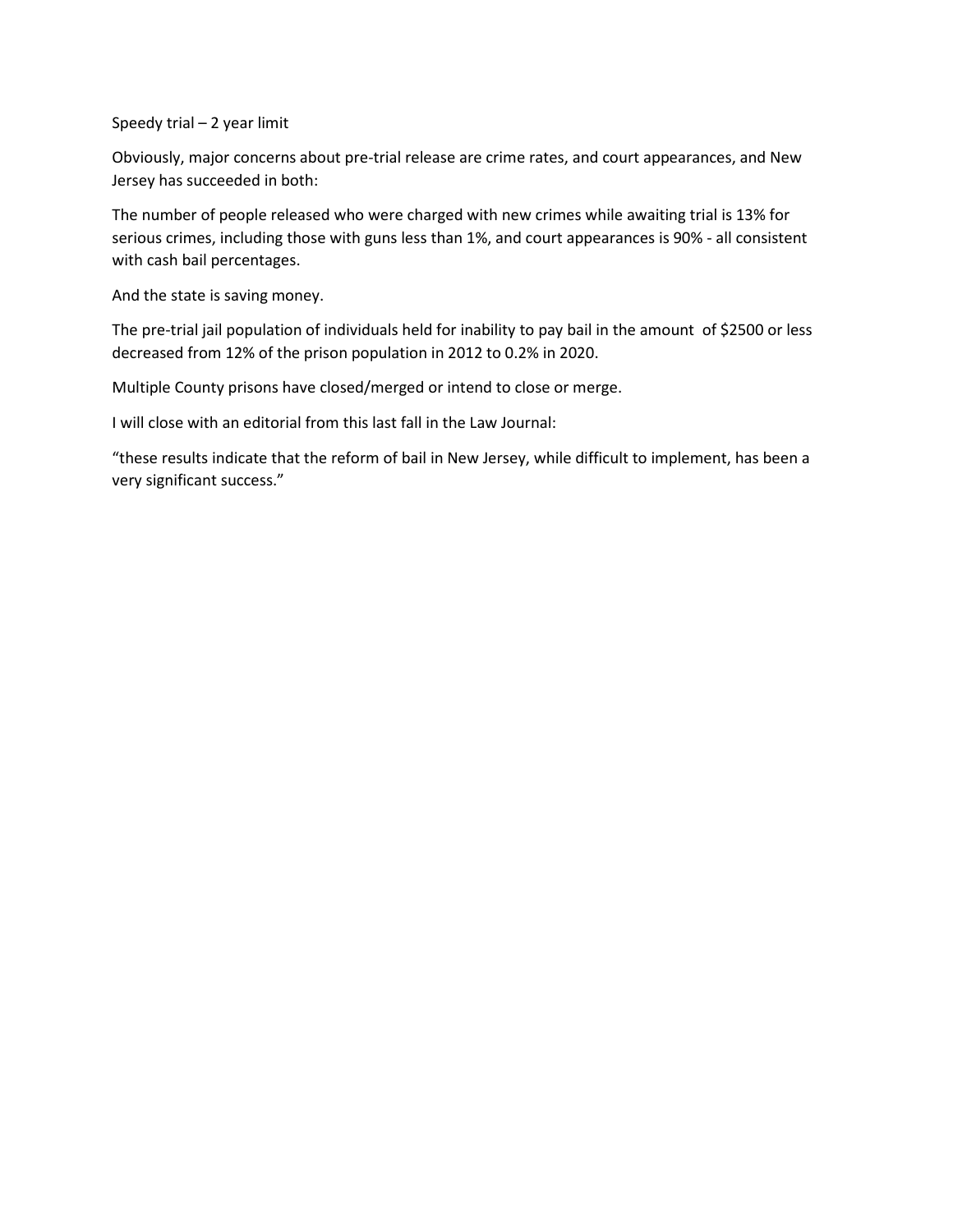Speedy trial – 2 year limit

Obviously, major concerns about pre-trial release are crime rates, and court appearances, and New Jersey has succeeded in both:

The number of people released who were charged with new crimes while awaiting trial is 13% for serious crimes, including those with guns less than 1%, and court appearances is 90% - all consistent with cash bail percentages.

And the state is saving money.

The pre-trial jail population of individuals held for inability to pay bail in the amount of $2500 or less decreased from 12% of the prison population in 2012 to 0.2% in 2020.

Multiple County prisons have closed/merged or intend to close or merge.

I will close with an editorial from this last fall in the Law Journal:

"these results indicate that the reform of bail in New Jersey, while difficult to implement, has been a very significant success."